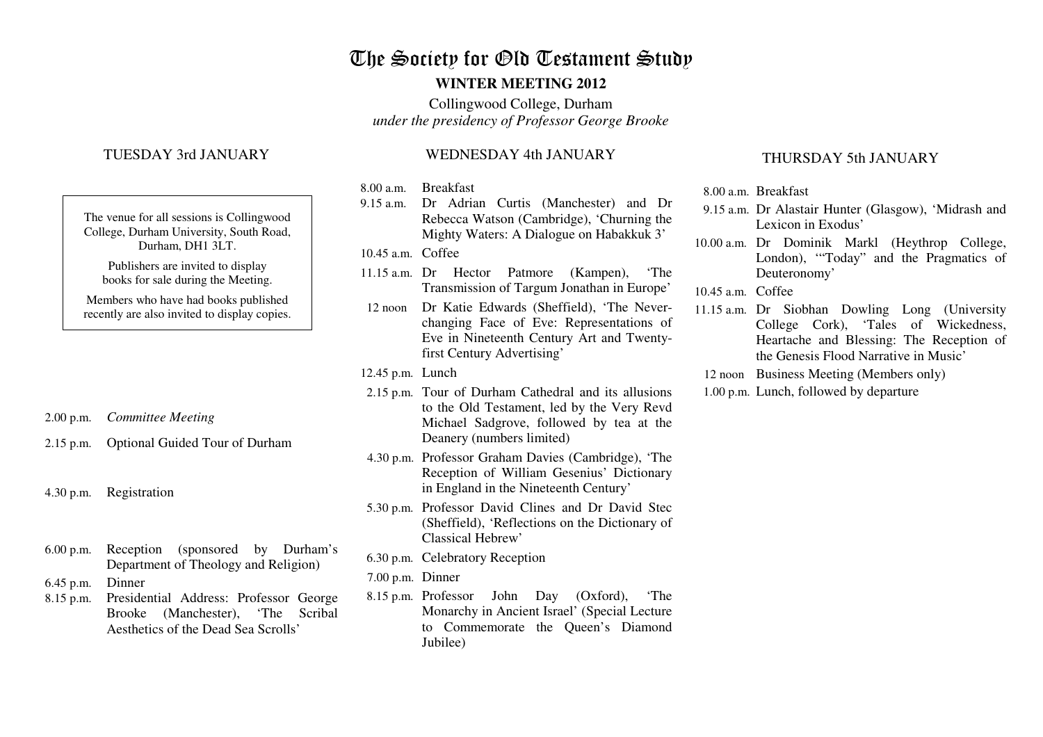# The Society for Old Testament Study

**WINTER MEETING 2012**

Collingwood College, Durham

*under the presidency of Professor George Brooke*

## TUESDAY 3rd JANUARY

The venue for all sessions is Collingwood College, Durham University, South Road, Durham, DH1 3LT.

Publishers are invited to display books for sale during the Meeting.

Members who have had books published recently are also invited to display copies.

| | |
|---|---|
| 2.00 p.m. | *Committee Meeting* |
| 2.15 p.m. | Optional Guided Tour of Durham |
| 4.30 p.m. | Registration |
| 6.00 p.m. | Reception (sponsored by Durham's Department of Theology and Religion) |
| 6.45 p.m. | Dinner |
| 8.15 p.m. | Presidential Address: Professor George Brooke (Manchester), 'The Scribal Aesthetics of the Dead Sea Scrolls' |

## WEDNESDAY 4th JANUARY

| | |
|---|---|
| 8.00 a.m. | Breakfast |
| 9.15 a.m. | Dr Adrian Curtis (Manchester) and Dr Rebecca Watson (Cambridge), 'Churning the Mighty Waters: A Dialogue on Habakkuk 3' |
| 10.45 a.m. | Coffee |
| 11.15 a.m. | Dr Hector Patmore (Kampen), 'The Transmission of Targum Jonathan in Europe' |
| 12 noon | Dr Katie Edwards (Sheffield), 'The Never-changing Face of Eve: Representations of Eve in Nineteenth Century Art and Twenty-first Century Advertising' |
| 12.45 p.m. | Lunch |
| 2.15 p.m. | Tour of Durham Cathedral and its allusions to the Old Testament, led by the Very Revd Michael Sadgrove, followed by tea at the Deanery (numbers limited) |
| 4.30 p.m. | Professor Graham Davies (Cambridge), 'The Reception of William Gesenius' Dictionary in England in the Nineteenth Century' |
| 5.30 p.m. | Professor David Clines and Dr David Stec (Sheffield), 'Reflections on the Dictionary of Classical Hebrew' |
| 6.30 p.m. | Celebratory Reception |
| 7.00 p.m. | Dinner |
| 8.15 p.m. | Professor John Day (Oxford), 'The Monarchy in Ancient Israel' (Special Lecture to Commemorate the Queen's Diamond Jubilee) |

## THURSDAY 5th JANUARY

| | |
|---|---|
| 8.00 a.m. | Breakfast |
| 9.15 a.m. | Dr Alastair Hunter (Glasgow), 'Midrash and Lexicon in Exodus' |
| 10.00 a.m. | Dr Dominik Markl (Heythrop College, London), '"Today" and the Pragmatics of Deuteronomy' |
| 10.45 a.m. | Coffee |
| 11.15 a.m. | Dr Siobhan Dowling Long (University College Cork), 'Tales of Wickedness, Heartache and Blessing: The Reception of the Genesis Flood Narrative in Music' |
| 12 noon | Business Meeting (Members only) |
| 1.00 p.m. | Lunch, followed by departure |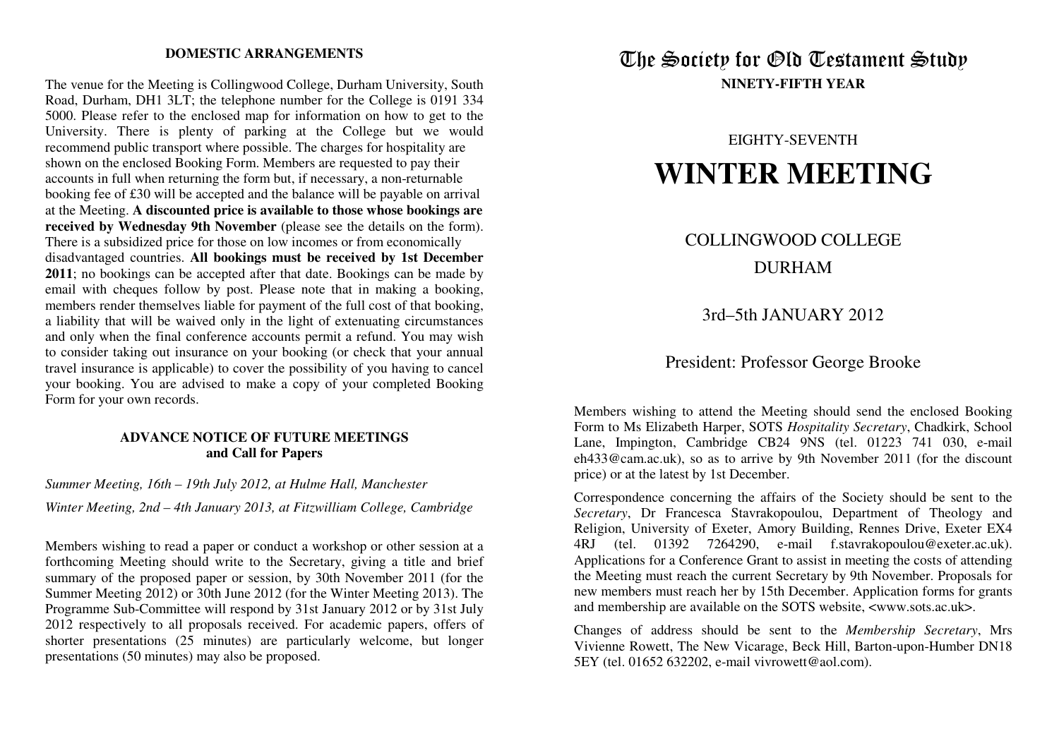## DOMESTIC ARRANGEMENTS

The venue for the Meeting is Collingwood College, Durham University, South Road, Durham, DH1 3LT; the telephone number for the College is 0191 334 5000. Please refer to the enclosed map for information on how to get to the University. There is plenty of parking at the College but we would recommend public transport where possible. The charges for hospitality are shown on the enclosed Booking Form. Members are requested to pay their accounts in full when returning the form but, if necessary, a non-returnable booking fee of £30 will be accepted and the balance will be payable on arrival at the Meeting. **A discounted price is available to those whose bookings are received by Wednesday 9th November** (please see the details on the form). There is a subsidized price for those on low incomes or from economically disadvantaged countries. **All bookings must be received by 1st December 2011**; no bookings can be accepted after that date. Bookings can be made by email with cheques follow by post. Please note that in making a booking, members render themselves liable for payment of the full cost of that booking, a liability that will be waived only in the light of extenuating circumstances and only when the final conference accounts permit a refund. You may wish to consider taking out insurance on your booking (or check that your annual travel insurance is applicable) to cover the possibility of you having to cancel your booking. You are advised to make a copy of your completed Booking Form for your own records.

## ADVANCE NOTICE OF FUTURE MEETINGS and Call for Papers

*Summer Meeting, 16th – 19th July 2012, at Hulme Hall, Manchester*

*Winter Meeting, 2nd – 4th January 2013, at Fitzwilliam College, Cambridge*

Members wishing to read a paper or conduct a workshop or other session at a forthcoming Meeting should write to the Secretary, giving a title and brief summary of the proposed paper or session, by 30th November 2011 (for the Summer Meeting 2012) or 30th June 2012 (for the Winter Meeting 2013). The Programme Sub-Committee will respond by 31st January 2012 or by 31st July 2012 respectively to all proposals received. For academic papers, offers of shorter presentations (25 minutes) are particularly welcome, but longer presentations (50 minutes) may also be proposed.

# The Society for Old Testament Study

**NINETY-FIFTH YEAR**

EIGHTY-SEVENTH

# WINTER MEETING

COLLINGWOOD COLLEGE

DURHAM

3rd–5th JANUARY 2012

President: Professor George Brooke

Members wishing to attend the Meeting should send the enclosed Booking Form to Ms Elizabeth Harper, SOTS *Hospitality Secretary*, Chadkirk, School Lane, Impington, Cambridge CB24 9NS (tel. 01223 741 030, e-mail eh433@cam.ac.uk), so as to arrive by 9th November 2011 (for the discount price) or at the latest by 1st December.

Correspondence concerning the affairs of the Society should be sent to the *Secretary*, Dr Francesca Stavrakopoulou, Department of Theology and Religion, University of Exeter, Amory Building, Rennes Drive, Exeter EX4 4RJ (tel. 01392 7264290, e-mail f.stavrakopoulou@exeter.ac.uk). Applications for a Conference Grant to assist in meeting the costs of attending the Meeting must reach the current Secretary by 9th November. Proposals for new members must reach her by 15th December. Application forms for grants and membership are available on the SOTS website, <www.sots.ac.uk>.

Changes of address should be sent to the *Membership Secretary*, Mrs Vivienne Rowett, The New Vicarage, Beck Hill, Barton-upon-Humber DN18 5EY (tel. 01652 632202, e-mail vivrowett@aol.com).